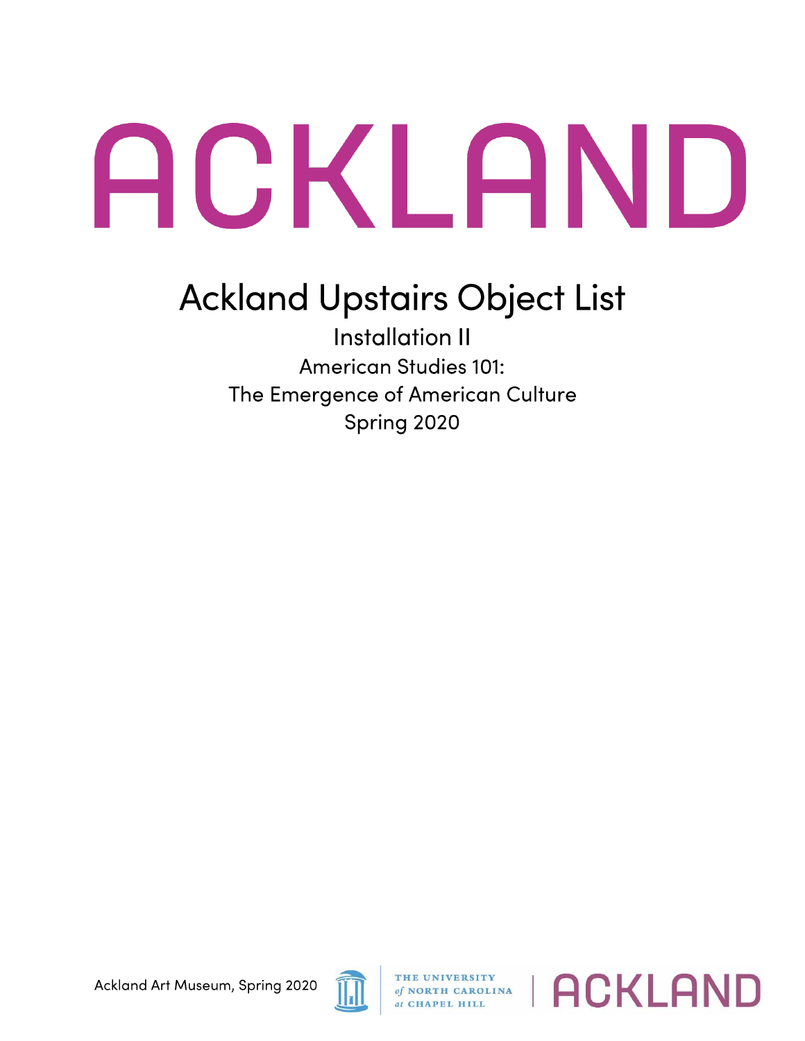# ACKLAND

## Ackland Upstairs Object List

Installation II

American Studies 101:

The Emergence of American Culture

Spring 2020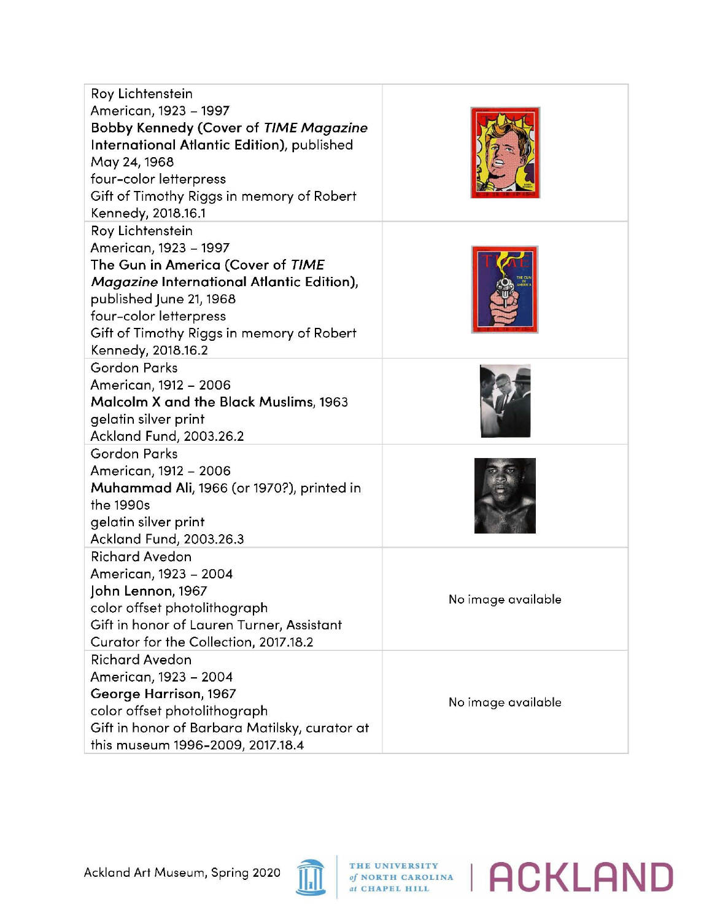| | |
|---|---|
| Roy Lichtenstein<br>American, 1923 – 1997<br>**Bobby Kennedy (Cover of *TIME Magazine* International Atlantic Edition)**, published May 24, 1968<br>four-color letterpress<br>Gift of Timothy Riggs in memory of Robert Kennedy, 2018.16.1 | |
| Roy Lichtenstein<br>American, 1923 – 1997<br>**The Gun in America (Cover of *TIME Magazine* International Atlantic Edition)**, published June 21, 1968<br>four-color letterpress<br>Gift of Timothy Riggs in memory of Robert Kennedy, 2018.16.2 | |
| Gordon Parks<br>American, 1912 – 2006<br>**Malcolm X and the Black Muslims**, 1963<br>gelatin silver print<br>Ackland Fund, 2003.26.2 | |
| Gordon Parks<br>American, 1912 – 2006<br>**Muhammad Ali**, 1966 (or 1970?), printed in the 1990s<br>gelatin silver print<br>Ackland Fund, 2003.26.3 | |
| Richard Avedon<br>American, 1923 – 2004<br>**John Lennon**, 1967<br>color offset photolithograph<br>Gift in honor of Lauren Turner, Assistant Curator for the Collection, 2017.18.2 | No image available |
| Richard Avedon<br>American, 1923 – 2004<br>**George Harrison**, 1967<br>color offset photolithograph<br>Gift in honor of Barbara Matilsky, curator at this museum 1996-2009, 2017.18.4 | No image available |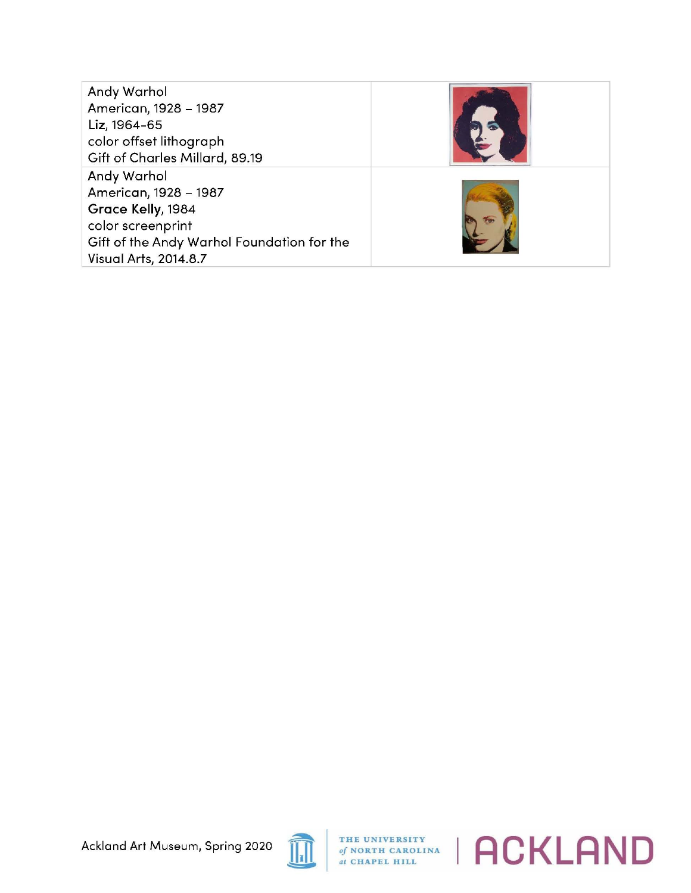| | |
|---|---|
| Andy Warhol<br>American, 1928 – 1987<br>Liz, 1964-65<br>color offset lithograph<br>Gift of Charles Millard, 89.19 | |
| Andy Warhol<br>American, 1928 – 1987<br>**Grace Kelly**, 1984<br>color screenprint<br>Gift of the Andy Warhol Foundation for the Visual Arts, 2014.8.7 | |

Ackland Art Museum, Spring 2020